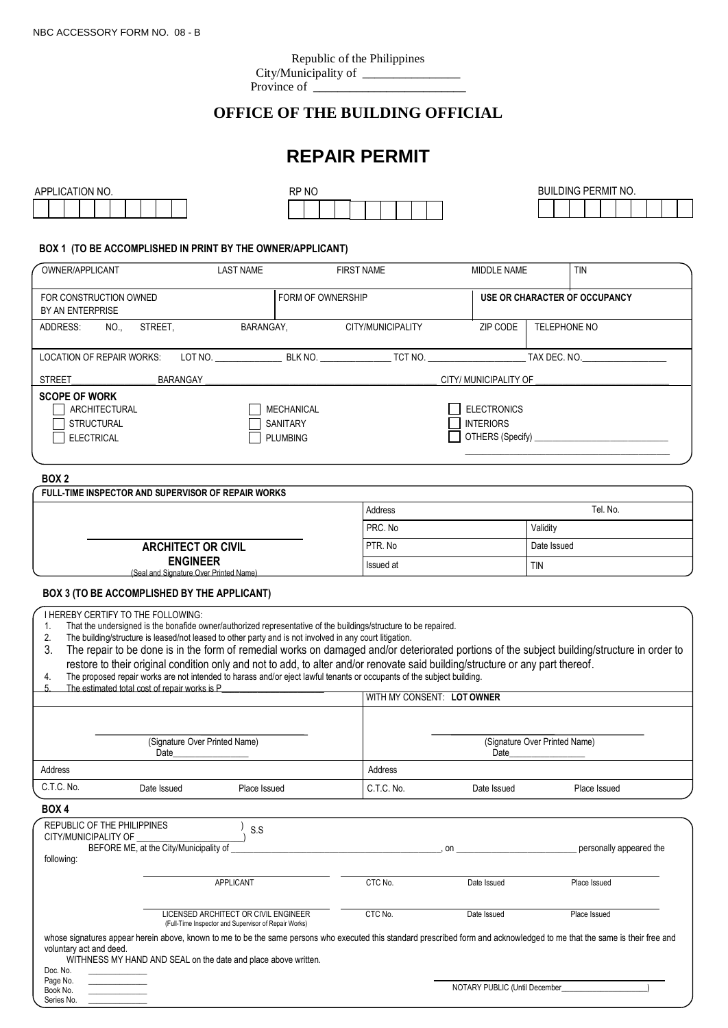NBC ACCESSORY FORM NO. 08 - B

Republic of the Philippines
City/Municipality of ________________
Province of ________________________

## OFFICE OF THE BUILDING OFFICIAL

# REPAIR PERMIT

| APPLICATION NO. | RP NO | BUILDING PERMIT NO. |
|---|---|---|
| | | |

**BOX 1 (TO BE ACCOMPLISHED IN PRINT BY THE OWNER/APPLICANT)**

| OWNER/APPLICANT | LAST NAME | FIRST NAME | MIDDLE NAME | TIN |
|---|---|---|---|---|
| FOR CONSTRUCTION OWNED BY AN ENTERPRISE | | FORM OF OWNERSHIP | **USE OR CHARACTER OF OCCUPANCY** | |
| ADDRESS: NO., STREET, | BARANGAY, | CITY/MUNICIPALITY | ZIP CODE | TELEPHONE NO |

LOCATION OF REPAIR WORKS: LOT NO. ______________ BLK NO. _______________ TCT NO. ____________________ TAX DEC. NO.__________________

STREET__________________ BARANGAY ____________________________________________ CITY/ MUNICIPALITY OF ____________________________

**SCOPE OF WORK**

- ☐ ARCHITECTURAL
- ☐ STRUCTURAL
- ☐ ELECTRICAL
- ☐ MECHANICAL
- ☐ SANITARY
- ☐ PLUMBING
- ☐ ELECTRONICS
- ☐ INTERIORS
- ☐ OTHERS (Specify) ____________________________

**BOX 2**

**FULL-TIME INSPECTOR AND SUPERVISOR OF REPAIR WORKS**

| | Address | Tel. No. |
|---|---|---|
| | PRC. No | Validity |
| **ARCHITECT OR CIVIL ENGINEER** | PTR. No | Date Issued |
| (Seal and Signature Over Printed Name) | Issued at | TIN |

**BOX 3 (TO BE ACCOMPLISHED BY THE APPLICANT)**

I HEREBY CERTIFY TO THE FOLLOWING:

1. That the undersigned is the bonafide owner/authorized representative of the buildings/structure to be repaired.
2. The building/structure is leased/not leased to other party and is not involved in any court litigation.
3. The repair to be done is in the form of remedial works on damaged and/or deteriorated portions of the subject building/structure in order to restore to their original condition only and not to add, to alter and/or renovate said building/structure or any part thereof.
4. The proposed repair works are not intended to harass and/or eject lawful tenants or occupants of the subject building.
5. The estimated total cost of repair works is P______________________

| | | | WITH MY CONSENT: **LOT OWNER** | | |
|---|---|---|---|---|---|
| (Signature Over Printed Name) Date________________ | | | (Signature Over Printed Name) Date________________ | | |
| Address | | | Address | | |
| C.T.C. No. | Date Issued | Place Issued | C.T.C. No. | Date Issued | Place Issued |

**BOX 4**

REPUBLIC OF THE PHILIPPINES )
CITY/MUNICIPALITY OF _____________________) S.S

BEFORE ME, at the City/Municipality of ____________________________________________, on __________________________ personally appeared the following:

| | | | |
|---|---|---|---|
| APPLICANT | CTC No. | Date Issued | Place Issued |
| LICENSED ARCHITECT OR CIVIL ENGINEER (Full-Time Inspector and Supervisor of Repair Works) | CTC No. | Date Issued | Place Issued |

whose signatures appear herein above, known to me to be the same persons who executed this standard prescribed form and acknowledged to me that the same is their free and voluntary act and deed.

WITNESS MY HAND AND SEAL on the date and place above written.

Doc. No. ______________
Page No. ______________
Book No. ______________
Series No. ______________

NOTARY PUBLIC (Until December_____________________)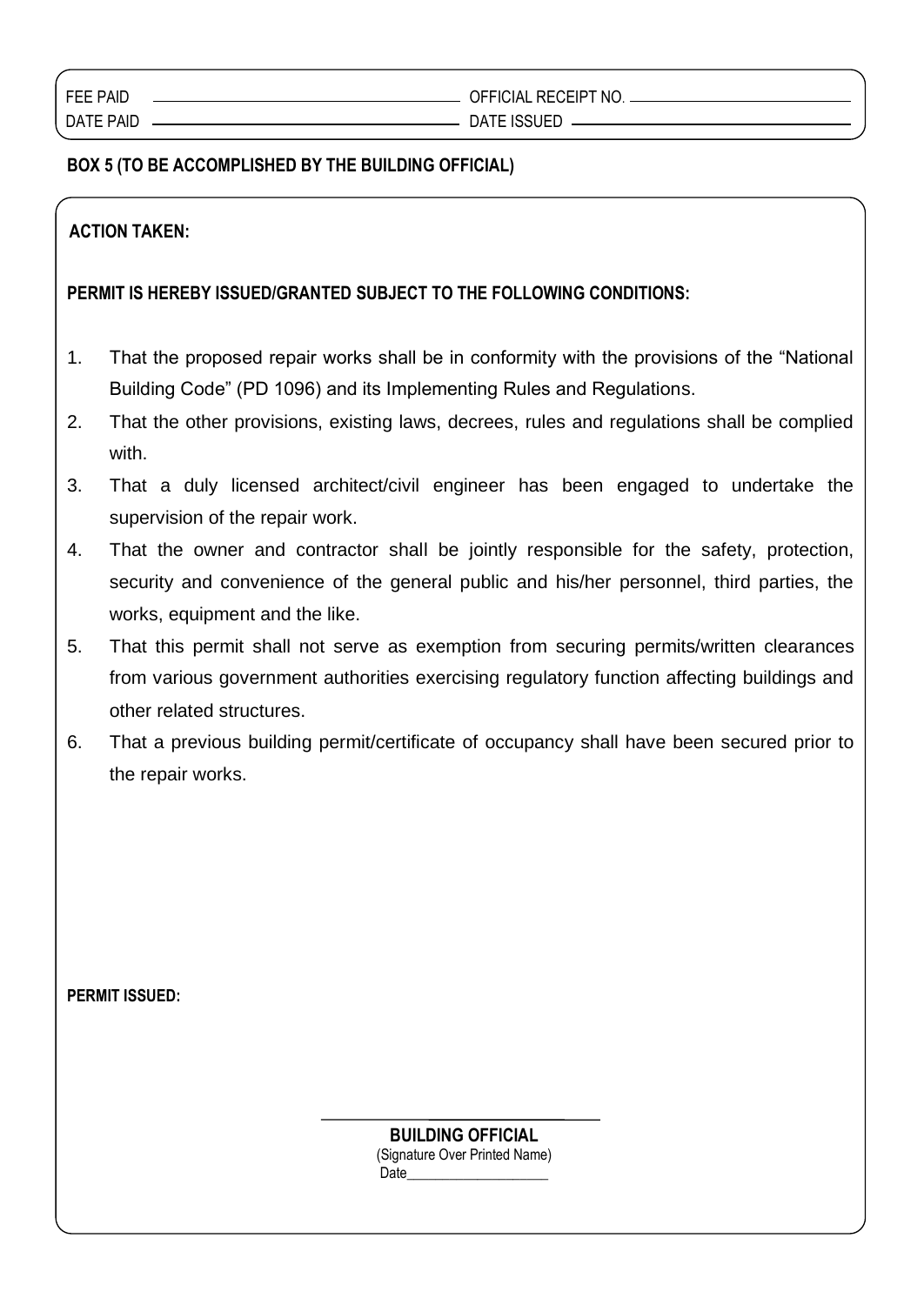| | |
|---|---|
| FEE PAID ______________________ | OFFICIAL RECEIPT NO. ______________________ |
| DATE PAID ______________________ | DATE ISSUED ______________________ |

**BOX 5 (TO BE ACCOMPLISHED BY THE BUILDING OFFICIAL)**

**ACTION TAKEN:**

**PERMIT IS HEREBY ISSUED/GRANTED SUBJECT TO THE FOLLOWING CONDITIONS:**

1. That the proposed repair works shall be in conformity with the provisions of the "National Building Code" (PD 1096) and its Implementing Rules and Regulations.
2. That the other provisions, existing laws, decrees, rules and regulations shall be complied with.
3. That a duly licensed architect/civil engineer has been engaged to undertake the supervision of the repair work.
4. That the owner and contractor shall be jointly responsible for the safety, protection, security and convenience of the general public and his/her personnel, third parties, the works, equipment and the like.
5. That this permit shall not serve as exemption from securing permits/written clearances from various government authorities exercising regulatory function affecting buildings and other related structures.
6. That a previous building permit/certificate of occupancy shall have been secured prior to the repair works.

**PERMIT ISSUED:**

______________________

**BUILDING OFFICIAL**

(Signature Over Printed Name)

Date____________________